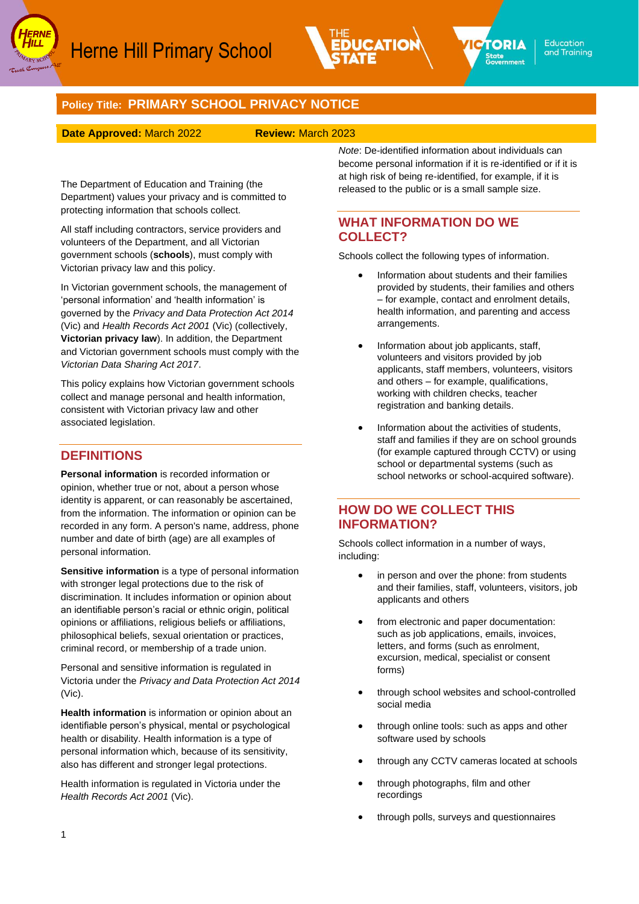Herne Hill Primary School

**Policy Title: PRIMARY SCHOOL PRIVACY NOTICE**

**Date Approved:** March 2022 **Review:** March 2023

The Department of Education and Training (the Department) values your privacy and is committed to protecting information that schools collect.

All staff including contractors, service providers and volunteers of the Department, and all Victorian government schools (**schools**), must comply with Victorian privacy law and this policy.

In Victorian government schools, the management of 'personal information' and 'health information' is governed by the *Privacy and Data Protection Act 2014* (Vic) and *Health Records Act 2001* (Vic) (collectively, **Victorian privacy law**). In addition, the Department and Victorian government schools must comply with the *Victorian Data Sharing Act 2017*.

This policy explains how Victorian government schools collect and manage personal and health information, consistent with Victorian privacy law and other associated legislation.

## DEFINITIONS

**Personal information** is recorded information or opinion, whether true or not, about a person whose identity is apparent, or can reasonably be ascertained, from the information. The information or opinion can be recorded in any form. A person's name, address, phone number and date of birth (age) are all examples of personal information.

**Sensitive information** is a type of personal information with stronger legal protections due to the risk of discrimination. It includes information or opinion about an identifiable person's racial or ethnic origin, political opinions or affiliations, religious beliefs or affiliations, philosophical beliefs, sexual orientation or practices, criminal record, or membership of a trade union.

Personal and sensitive information is regulated in Victoria under the *Privacy and Data Protection Act 2014* (Vic).

**Health information** is information or opinion about an identifiable person's physical, mental or psychological health or disability. Health information is a type of personal information which, because of its sensitivity, also has different and stronger legal protections.

Health information is regulated in Victoria under the *Health Records Act 2001* (Vic).

*Note*: De-identified information about individuals can become personal information if it is re-identified or if it is at high risk of being re-identified, for example, if it is released to the public or is a small sample size.

## WHAT INFORMATION DO WE COLLECT?

Schools collect the following types of information.

- Information about students and their families provided by students, their families and others – for example, contact and enrolment details, health information, and parenting and access arrangements.
- Information about job applicants, staff, volunteers and visitors provided by job applicants, staff members, volunteers, visitors and others – for example, qualifications, working with children checks, teacher registration and banking details.
- Information about the activities of students, staff and families if they are on school grounds (for example captured through CCTV) or using school or departmental systems (such as school networks or school-acquired software).

## HOW DO WE COLLECT THIS INFORMATION?

Schools collect information in a number of ways, including:

- in person and over the phone: from students and their families, staff, volunteers, visitors, job applicants and others
- from electronic and paper documentation: such as job applications, emails, invoices, letters, and forms (such as enrolment, excursion, medical, specialist or consent forms)
- through school websites and school-controlled social media
- through online tools: such as apps and other software used by schools
- through any CCTV cameras located at schools
- through photographs, film and other recordings
- through polls, surveys and questionnaires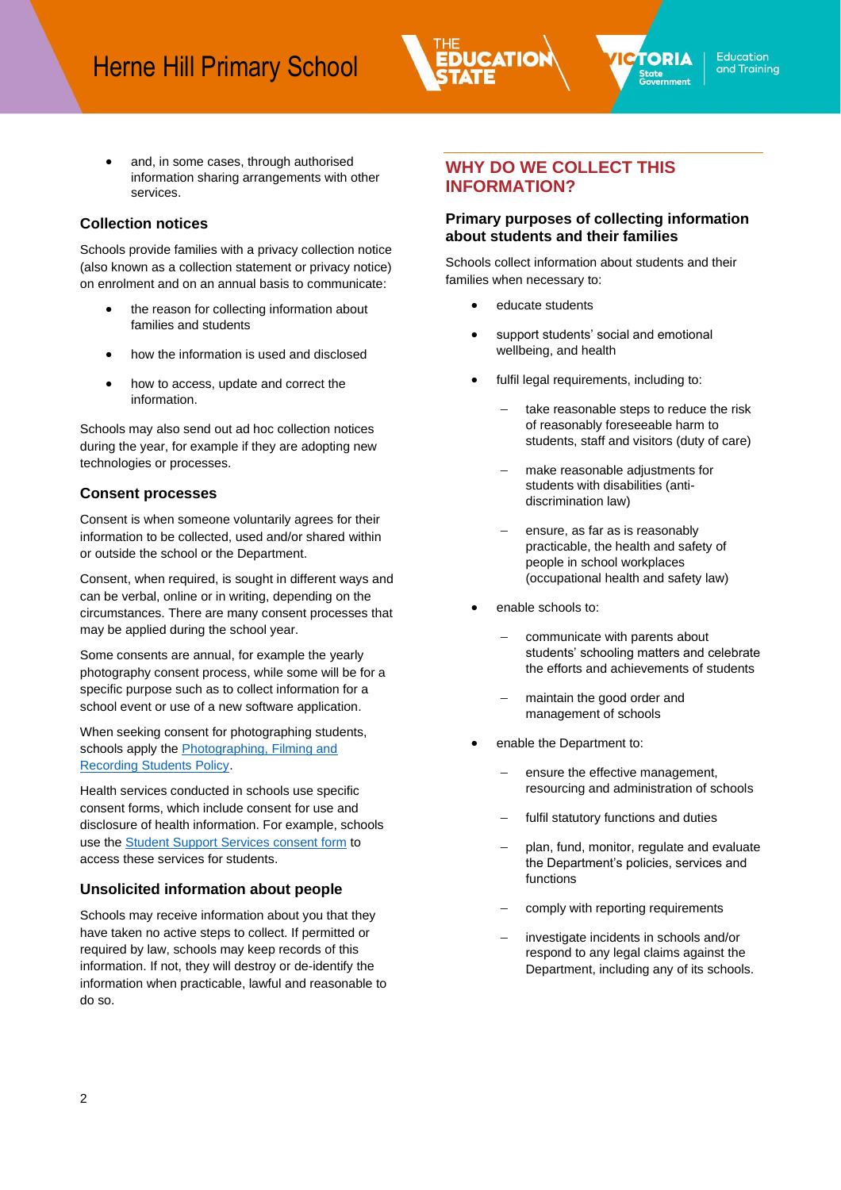- and, in some cases, through authorised information sharing arrangements with other services.

### Collection notices

Schools provide families with a privacy collection notice (also known as a collection statement or privacy notice) on enrolment and on an annual basis to communicate:

- the reason for collecting information about families and students
- how the information is used and disclosed
- how to access, update and correct the information.

Schools may also send out ad hoc collection notices during the year, for example if they are adopting new technologies or processes.

### Consent processes

Consent is when someone voluntarily agrees for their information to be collected, used and/or shared within or outside the school or the Department.

Consent, when required, is sought in different ways and can be verbal, online or in writing, depending on the circumstances. There are many consent processes that may be applied during the school year.

Some consents are annual, for example the yearly photography consent process, while some will be for a specific purpose such as to collect information for a school event or use of a new software application.

When seeking consent for photographing students, schools apply the [Photographing, Filming and Recording Students Policy](#).

Health services conducted in schools use specific consent forms, which include consent for use and disclosure of health information. For example, schools use the [Student Support Services consent form](#) to access these services for students.

### Unsolicited information about people

Schools may receive information about you that they have taken no active steps to collect. If permitted or required by law, schools may keep records of this information. If not, they will destroy or de-identify the information when practicable, lawful and reasonable to do so.

## WHY DO WE COLLECT THIS INFORMATION?

### Primary purposes of collecting information about students and their families

Schools collect information about students and their families when necessary to:

- educate students
- support students' social and emotional wellbeing, and health
- fulfil legal requirements, including to:
  - take reasonable steps to reduce the risk of reasonably foreseeable harm to students, staff and visitors (duty of care)
  - make reasonable adjustments for students with disabilities (anti-discrimination law)
  - ensure, as far as is reasonably practicable, the health and safety of people in school workplaces (occupational health and safety law)
- enable schools to:
  - communicate with parents about students' schooling matters and celebrate the efforts and achievements of students
  - maintain the good order and management of schools
- enable the Department to:
  - ensure the effective management, resourcing and administration of schools
  - fulfil statutory functions and duties
  - plan, fund, monitor, regulate and evaluate the Department's policies, services and functions
  - comply with reporting requirements
  - investigate incidents in schools and/or respond to any legal claims against the Department, including any of its schools.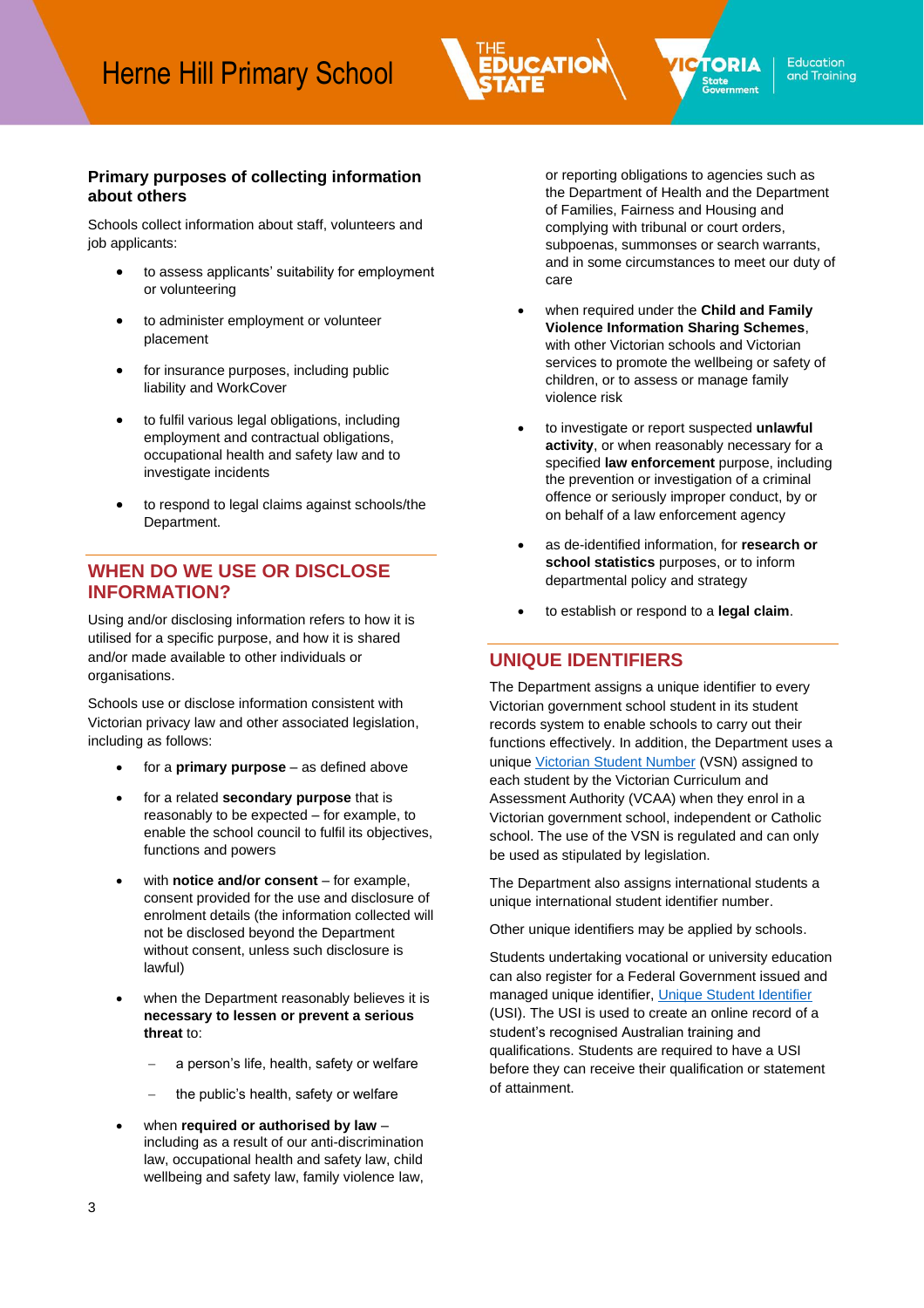### Primary purposes of collecting information about others

Schools collect information about staff, volunteers and job applicants:

- to assess applicants' suitability for employment or volunteering
- to administer employment or volunteer placement
- for insurance purposes, including public liability and WorkCover
- to fulfil various legal obligations, including employment and contractual obligations, occupational health and safety law and to investigate incidents
- to respond to legal claims against schools/the Department.

## WHEN DO WE USE OR DISCLOSE INFORMATION?

Using and/or disclosing information refers to how it is utilised for a specific purpose, and how it is shared and/or made available to other individuals or organisations.

Schools use or disclose information consistent with Victorian privacy law and other associated legislation, including as follows:

- for a **primary purpose** – as defined above
- for a related **secondary purpose** that is reasonably to be expected – for example, to enable the school council to fulfil its objectives, functions and powers
- with **notice and/or consent** – for example, consent provided for the use and disclosure of enrolment details (the information collected will not be disclosed beyond the Department without consent, unless such disclosure is lawful)
- when the Department reasonably believes it is **necessary to lessen or prevent a serious threat** to:
  - a person's life, health, safety or welfare
  - the public's health, safety or welfare
- when **required or authorised by law** – including as a result of our anti-discrimination law, occupational health and safety law, child wellbeing and safety law, family violence law, or reporting obligations to agencies such as the Department of Health and the Department of Families, Fairness and Housing and complying with tribunal or court orders, subpoenas, summonses or search warrants, and in some circumstances to meet our duty of care
- when required under the **Child and Family Violence Information Sharing Schemes**, with other Victorian schools and Victorian services to promote the wellbeing or safety of children, or to assess or manage family violence risk
- to investigate or report suspected **unlawful activity**, or when reasonably necessary for a specified **law enforcement** purpose, including the prevention or investigation of a criminal offence or seriously improper conduct, by or on behalf of a law enforcement agency
- as de-identified information, for **research or school statistics** purposes, or to inform departmental policy and strategy
- to establish or respond to a **legal claim**.

## UNIQUE IDENTIFIERS

The Department assigns a unique identifier to every Victorian government school student in its student records system to enable schools to carry out their functions effectively. In addition, the Department uses a unique Victorian Student Number (VSN) assigned to each student by the Victorian Curriculum and Assessment Authority (VCAA) when they enrol in a Victorian government school, independent or Catholic school. The use of the VSN is regulated and can only be used as stipulated by legislation.

The Department also assigns international students a unique international student identifier number.

Other unique identifiers may be applied by schools.

Students undertaking vocational or university education can also register for a Federal Government issued and managed unique identifier, Unique Student Identifier (USI). The USI is used to create an online record of a student's recognised Australian training and qualifications. Students are required to have a USI before they can receive their qualification or statement of attainment.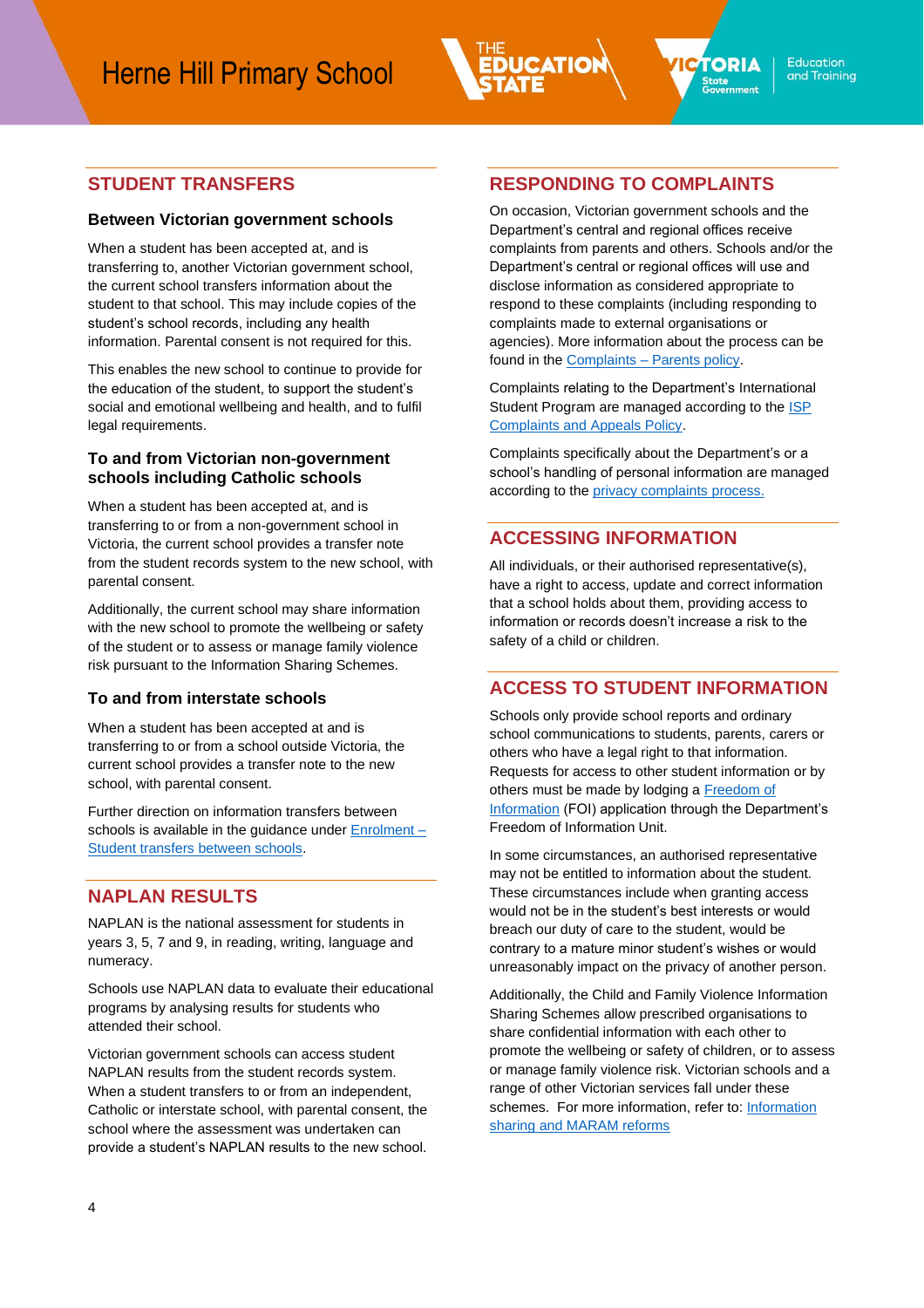## STUDENT TRANSFERS

### Between Victorian government schools

When a student has been accepted at, and is transferring to, another Victorian government school, the current school transfers information about the student to that school. This may include copies of the student's school records, including any health information. Parental consent is not required for this.

This enables the new school to continue to provide for the education of the student, to support the student's social and emotional wellbeing and health, and to fulfil legal requirements.

### To and from Victorian non-government schools including Catholic schools

When a student has been accepted at, and is transferring to or from a non-government school in Victoria, the current school provides a transfer note from the student records system to the new school, with parental consent.

Additionally, the current school may share information with the new school to promote the wellbeing or safety of the student or to assess or manage family violence risk pursuant to the Information Sharing Schemes.

### To and from interstate schools

When a student has been accepted at and is transferring to or from a school outside Victoria, the current school provides a transfer note to the new school, with parental consent.

Further direction on information transfers between schools is available in the guidance under [Enrolment – Student transfers between schools](#).

## NAPLAN RESULTS

NAPLAN is the national assessment for students in years 3, 5, 7 and 9, in reading, writing, language and numeracy.

Schools use NAPLAN data to evaluate their educational programs by analysing results for students who attended their school.

Victorian government schools can access student NAPLAN results from the student records system. When a student transfers to or from an independent, Catholic or interstate school, with parental consent, the school where the assessment was undertaken can provide a student's NAPLAN results to the new school.

## RESPONDING TO COMPLAINTS

On occasion, Victorian government schools and the Department's central and regional offices receive complaints from parents and others. Schools and/or the Department's central or regional offices will use and disclose information as considered appropriate to respond to these complaints (including responding to complaints made to external organisations or agencies). More information about the process can be found in the [Complaints – Parents policy](#).

Complaints relating to the Department's International Student Program are managed according to the [ISP Complaints and Appeals Policy](#).

Complaints specifically about the Department's or a school's handling of personal information are managed according to the [privacy complaints process.](#)

## ACCESSING INFORMATION

All individuals, or their authorised representative(s), have a right to access, update and correct information that a school holds about them, providing access to information or records doesn't increase a risk to the safety of a child or children.

## ACCESS TO STUDENT INFORMATION

Schools only provide school reports and ordinary school communications to students, parents, carers or others who have a legal right to that information. Requests for access to other student information or by others must be made by lodging a [Freedom of Information](#) (FOI) application through the Department's Freedom of Information Unit.

In some circumstances, an authorised representative may not be entitled to information about the student. These circumstances include when granting access would not be in the student's best interests or would breach our duty of care to the student, would be contrary to a mature minor student's wishes or would unreasonably impact on the privacy of another person.

Additionally, the Child and Family Violence Information Sharing Schemes allow prescribed organisations to share confidential information with each other to promote the wellbeing or safety of children, or to assess or manage family violence risk. Victorian schools and a range of other Victorian services fall under these schemes. For more information, refer to: [Information sharing and MARAM reforms](#)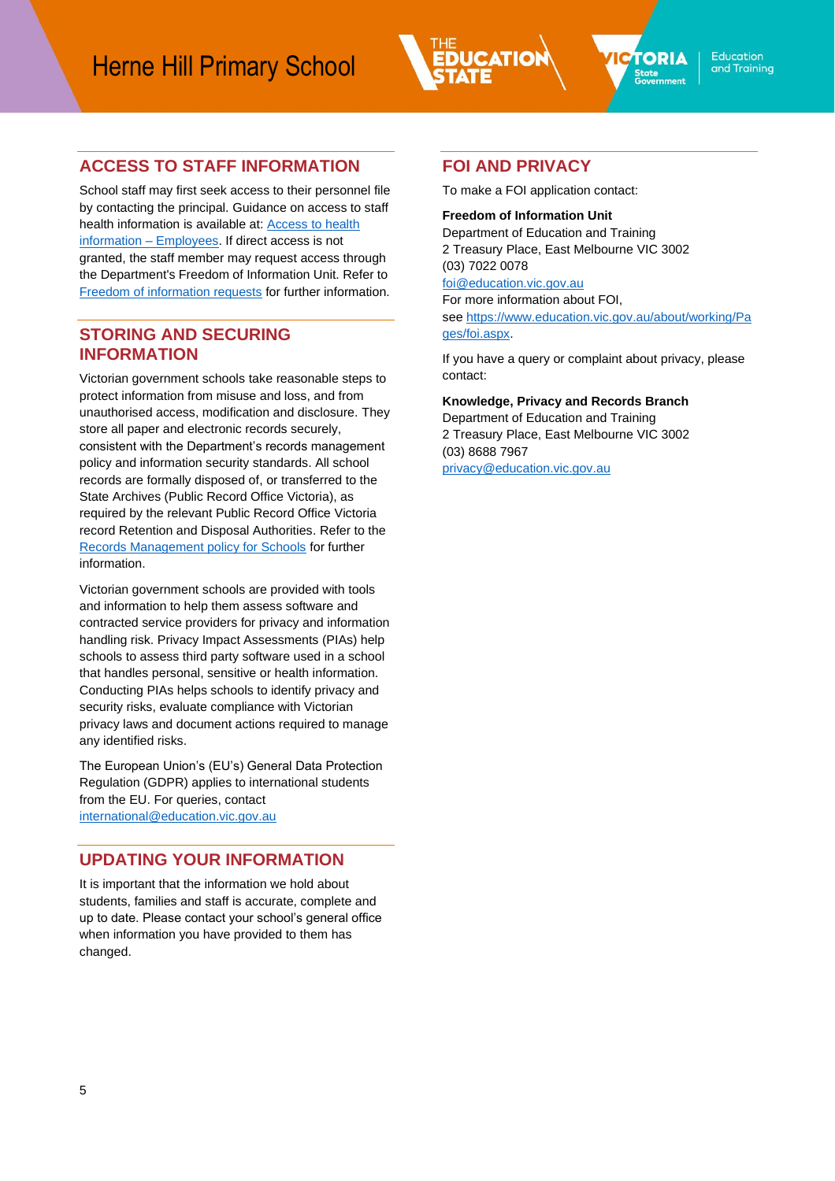## ACCESS TO STAFF INFORMATION

School staff may first seek access to their personnel file by contacting the principal. Guidance on access to staff health information is available at: [Access to health information – Employees](). If direct access is not granted, the staff member may request access through the Department's Freedom of Information Unit. Refer to [Freedom of information requests]() for further information.

## STORING AND SECURING INFORMATION

Victorian government schools take reasonable steps to protect information from misuse and loss, and from unauthorised access, modification and disclosure. They store all paper and electronic records securely, consistent with the Department's records management policy and information security standards. All school records are formally disposed of, or transferred to the State Archives (Public Record Office Victoria), as required by the relevant Public Record Office Victoria record Retention and Disposal Authorities. Refer to the [Records Management policy for Schools]() for further information.

Victorian government schools are provided with tools and information to help them assess software and contracted service providers for privacy and information handling risk. Privacy Impact Assessments (PIAs) help schools to assess third party software used in a school that handles personal, sensitive or health information. Conducting PIAs helps schools to identify privacy and security risks, evaluate compliance with Victorian privacy laws and document actions required to manage any identified risks.

The European Union's (EU's) General Data Protection Regulation (GDPR) applies to international students from the EU. For queries, contact international@education.vic.gov.au

## UPDATING YOUR INFORMATION

It is important that the information we hold about students, families and staff is accurate, complete and up to date. Please contact your school's general office when information you have provided to them has changed.

## FOI AND PRIVACY

To make a FOI application contact:

**Freedom of Information Unit**
Department of Education and Training
2 Treasury Place, East Melbourne VIC 3002
(03) 7022 0078
foi@education.vic.gov.au
For more information about FOI,
see https://www.education.vic.gov.au/about/working/Pages/foi.aspx.

If you have a query or complaint about privacy, please contact:

**Knowledge, Privacy and Records Branch**
Department of Education and Training
2 Treasury Place, East Melbourne VIC 3002
(03) 8688 7967
privacy@education.vic.gov.au